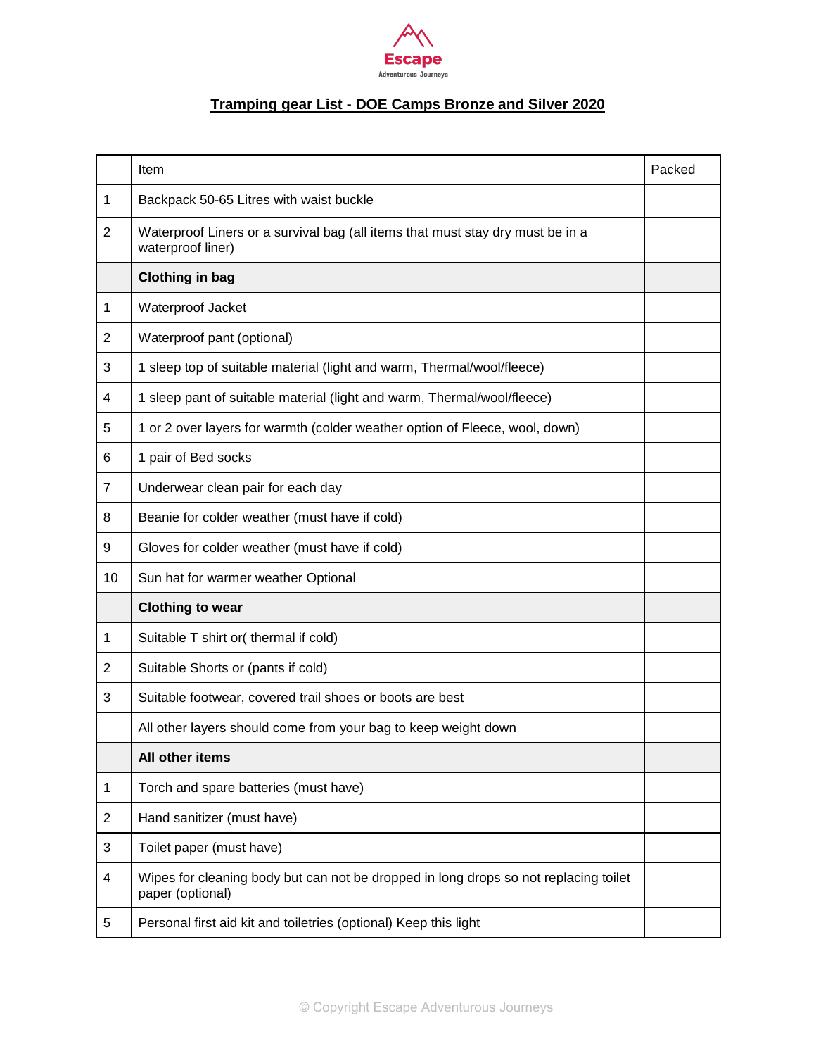Escape
Adventurous Journeys

# Tramping gear List - DOE Camps Bronze and Silver 2020

| | Item | Packed |
|---|---|---|
| 1 | Backpack 50-65 Litres with waist buckle | |
| 2 | Waterproof Liners or a survival bag (all items that must stay dry must be in a waterproof liner) | |
| | **Clothing in bag** | |
| 1 | Waterproof Jacket | |
| 2 | Waterproof pant (optional) | |
| 3 | 1 sleep top of suitable material (light and warm, Thermal/wool/fleece) | |
| 4 | 1 sleep pant of suitable material (light and warm, Thermal/wool/fleece) | |
| 5 | 1 or 2 over layers for warmth (colder weather option of Fleece, wool, down) | |
| 6 | 1 pair of Bed socks | |
| 7 | Underwear clean pair for each day | |
| 8 | Beanie for colder weather (must have if cold) | |
| 9 | Gloves for colder weather (must have if cold) | |
| 10 | Sun hat for warmer weather Optional | |
| | **Clothing to wear** | |
| 1 | Suitable T shirt or( thermal if cold) | |
| 2 | Suitable Shorts or (pants if cold) | |
| 3 | Suitable footwear, covered trail shoes or boots are best | |
| | All other layers should come from your bag to keep weight down | |
| | **All other items** | |
| 1 | Torch and spare batteries (must have) | |
| 2 | Hand sanitizer (must have) | |
| 3 | Toilet paper (must have) | |
| 4 | Wipes for cleaning body but can not be dropped in long drops so not replacing toilet paper (optional) | |
| 5 | Personal first aid kit and toiletries (optional) Keep this light | |

© Copyright Escape Adventurous Journeys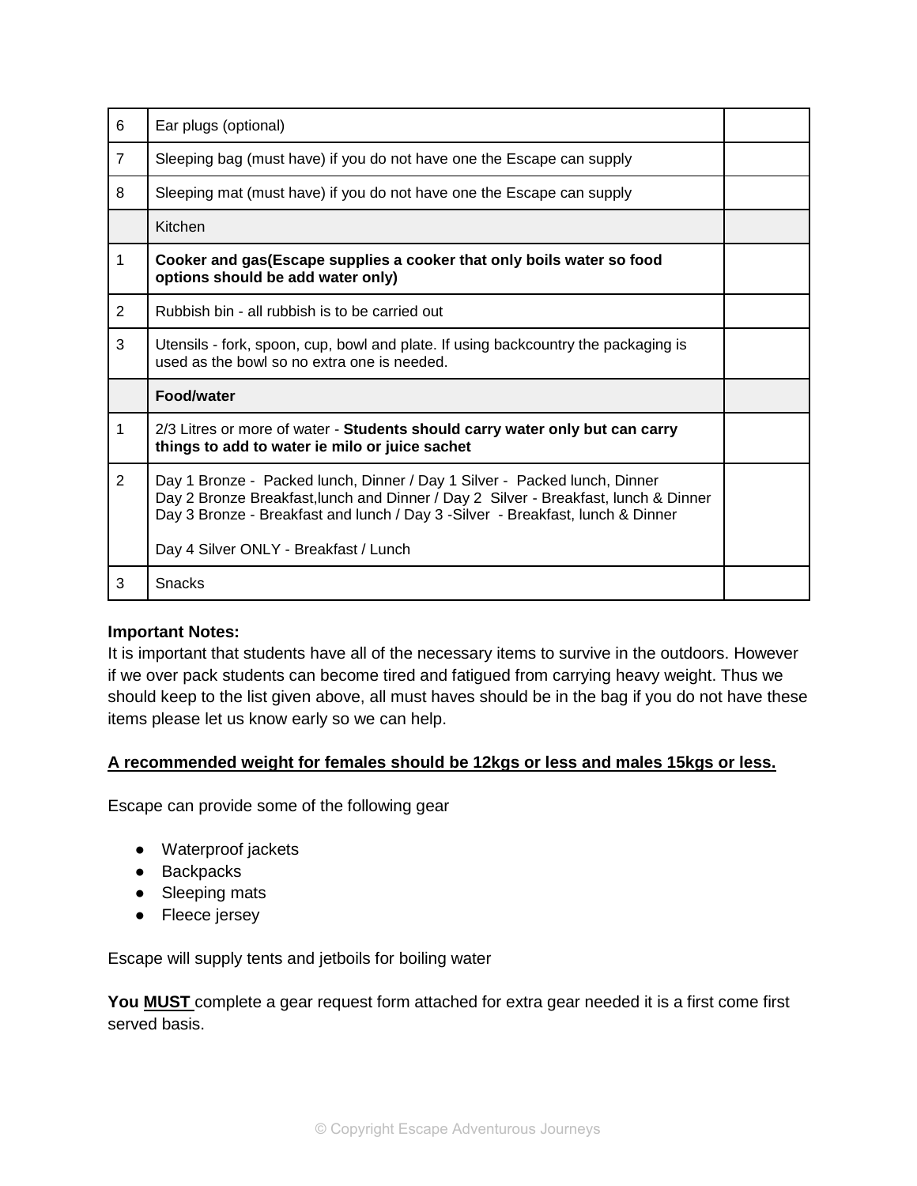| | | |
|---|---|---|
| 6 | Ear plugs (optional) | |
| 7 | Sleeping bag (must have) if you do not have one the Escape can supply | |
| 8 | Sleeping mat (must have) if you do not have one the Escape can supply | |
| | Kitchen | |
| 1 | **Cooker and gas(Escape supplies a cooker that only boils water so food options should be add water only)** | |
| 2 | Rubbish bin - all rubbish is to be carried out | |
| 3 | Utensils - fork, spoon, cup, bowl and plate. If using backcountry the packaging is used as the bowl so no extra one is needed. | |
| | **Food/water** | |
| 1 | 2/3 Litres or more of water - **Students should carry water only but can carry things to add to water ie milo or juice sachet** | |
| 2 | Day 1 Bronze - Packed lunch, Dinner / Day 1 Silver - Packed lunch, Dinner<br>Day 2 Bronze Breakfast,lunch and Dinner / Day 2 Silver - Breakfast, lunch & Dinner<br>Day 3 Bronze - Breakfast and lunch / Day 3 -Silver - Breakfast, lunch & Dinner<br><br>Day 4 Silver ONLY - Breakfast / Lunch | |
| 3 | Snacks | |

**Important Notes:**
It is important that students have all of the necessary items to survive in the outdoors. However if we over pack students can become tired and fatigued from carrying heavy weight. Thus we should keep to the list given above, all must haves should be in the bag if you do not have these items please let us know early so we can help.

<u>**A recommended weight for females should be 12kgs or less and males 15kgs or less.**</u>

Escape can provide some of the following gear

- Waterproof jackets
- Backpacks
- Sleeping mats
- Fleece jersey

Escape will supply tents and jetboils for boiling water

**You <u>MUST</u>** complete a gear request form attached for extra gear needed it is a first come first served basis.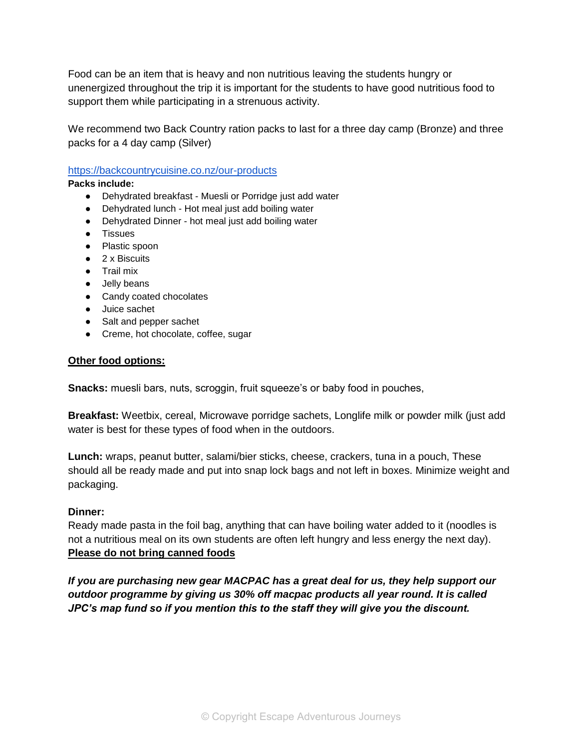Food can be an item that is heavy and non nutritious leaving the students hungry or unenergized throughout the trip it is important for the students to have good nutritious food to support them while participating in a strenuous activity.

We recommend two Back Country ration packs to last for a three day camp (Bronze) and three packs for a 4 day camp (Silver)

https://backcountrycuisine.co.nz/our-products

**Packs include:**

- Dehydrated breakfast - Muesli or Porridge just add water
- Dehydrated lunch - Hot meal just add boiling water
- Dehydrated Dinner - hot meal just add boiling water
- Tissues
- Plastic spoon
- 2 x Biscuits
- Trail mix
- Jelly beans
- Candy coated chocolates
- Juice sachet
- Salt and pepper sachet
- Creme, hot chocolate, coffee, sugar

**Other food options:**

**Snacks:** muesli bars, nuts, scroggin, fruit squeeze's or baby food in pouches,

**Breakfast:** Weetbix, cereal, Microwave porridge sachets, Longlife milk or powder milk (just add water is best for these types of food when in the outdoors.

**Lunch:** wraps, peanut butter, salami/bier sticks, cheese, crackers, tuna in a pouch, These should all be ready made and put into snap lock bags and not left in boxes. Minimize weight and packaging.

**Dinner:**
Ready made pasta in the foil bag, anything that can have boiling water added to it (noodles is not a nutritious meal on its own students are often left hungry and less energy the next day).
**Please do not bring canned foods**

***If you are purchasing new gear MACPAC has a great deal for us, they help support our outdoor programme by giving us 30% off macpac products all year round. It is called JPC's map fund so if you mention this to the staff they will give you the discount.***

© Copyright Escape Adventurous Journeys